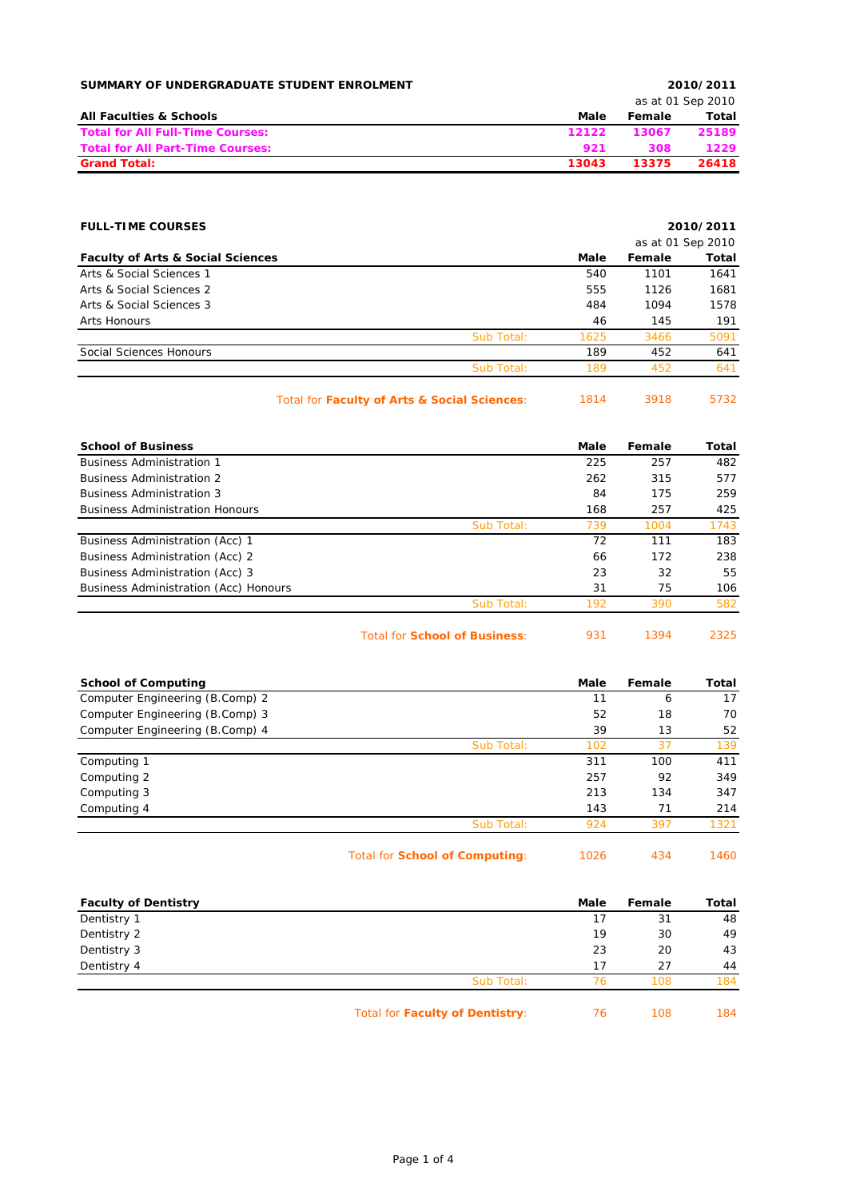## SUMMARY OF UNDERGRADUATE STUDENT ENROLMENT

**2010/2011**

as at 01 Sep 2010

| All Faculties & Schools | Male | Female | Total |
|---|---|---|---|
| **Total for All Full-Time Courses:** | **12122** | **13067** | **25189** |
| **Total for All Part-Time Courses:** | **921** | **308** | **1229** |
| **Grand Total:** | **13043** | **13375** | **26418** |

## FULL-TIME COURSES

**2010/2011**

as at 01 Sep 2010

| Faculty of Arts & Social Sciences | | Male | Female | Total |
|---|---|---|---|---|
| Arts & Social Sciences 1 | | 540 | 1101 | 1641 |
| Arts & Social Sciences 2 | | 555 | 1126 | 1681 |
| Arts & Social Sciences 3 | | 484 | 1094 | 1578 |
| Arts Honours | | 46 | 145 | 191 |
| | Sub Total: | 1625 | 3466 | 5091 |
| Social Sciences Honours | | 189 | 452 | 641 |
| | Sub Total: | 189 | 452 | 641 |
| | Total for **Faculty of Arts & Social Sciences**: | 1814 | 3918 | 5732 |

| School of Business | | Male | Female | Total |
|---|---|---|---|---|
| Business Administration 1 | | 225 | 257 | 482 |
| Business Administration 2 | | 262 | 315 | 577 |
| Business Administration 3 | | 84 | 175 | 259 |
| Business Administration Honours | | 168 | 257 | 425 |
| | Sub Total: | 739 | 1004 | 1743 |
| Business Administration (Acc) 1 | | 72 | 111 | 183 |
| Business Administration (Acc) 2 | | 66 | 172 | 238 |
| Business Administration (Acc) 3 | | 23 | 32 | 55 |
| Business Administration (Acc) Honours | | 31 | 75 | 106 |
| | Sub Total: | 192 | 390 | 582 |
| | Total for **School of Business**: | 931 | 1394 | 2325 |

| School of Computing | | Male | Female | Total |
|---|---|---|---|---|
| Computer Engineering (B.Comp) 2 | | 11 | 6 | 17 |
| Computer Engineering (B.Comp) 3 | | 52 | 18 | 70 |
| Computer Engineering (B.Comp) 4 | | 39 | 13 | 52 |
| | Sub Total: | 102 | 37 | 139 |
| Computing 1 | | 311 | 100 | 411 |
| Computing 2 | | 257 | 92 | 349 |
| Computing 3 | | 213 | 134 | 347 |
| Computing 4 | | 143 | 71 | 214 |
| | Sub Total: | 924 | 397 | 1321 |
| | Total for **School of Computing**: | 1026 | 434 | 1460 |

| Faculty of Dentistry | | Male | Female | Total |
|---|---|---|---|---|
| Dentistry 1 | | 17 | 31 | 48 |
| Dentistry 2 | | 19 | 30 | 49 |
| Dentistry 3 | | 23 | 20 | 43 |
| Dentistry 4 | | 17 | 27 | 44 |
| | Sub Total: | 76 | 108 | 184 |
| | Total for **Faculty of Dentistry**: | 76 | 108 | 184 |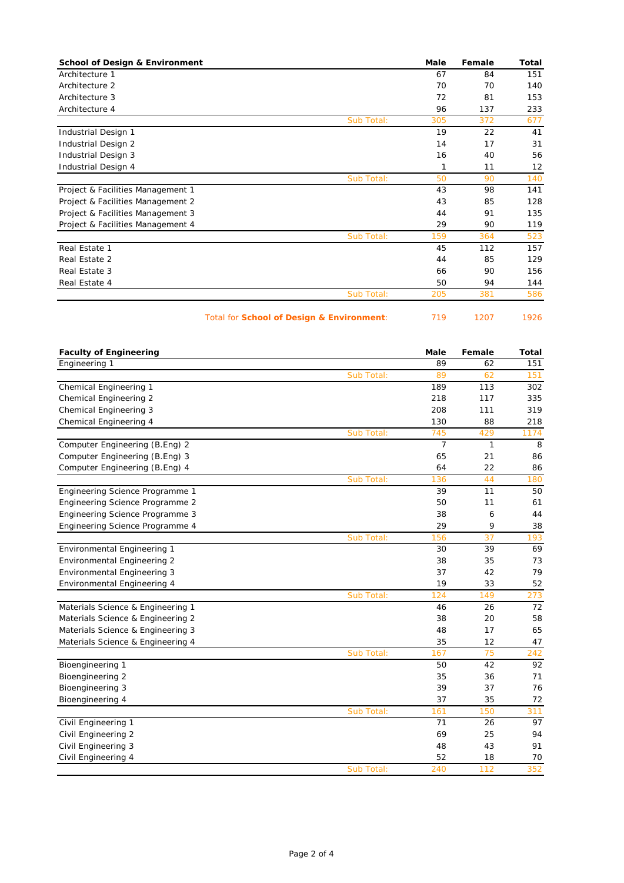| School of Design & Environment | | Male | Female | Total |
|---|---|---|---|---|
| Architecture 1 | | 67 | 84 | 151 |
| Architecture 2 | | 70 | 70 | 140 |
| Architecture 3 | | 72 | 81 | 153 |
| Architecture 4 | | 96 | 137 | 233 |
| | Sub Total: | 305 | 372 | 677 |
| Industrial Design 1 | | 19 | 22 | 41 |
| Industrial Design 2 | | 14 | 17 | 31 |
| Industrial Design 3 | | 16 | 40 | 56 |
| Industrial Design 4 | | 1 | 11 | 12 |
| | Sub Total: | 50 | 90 | 140 |
| Project & Facilities Management 1 | | 43 | 98 | 141 |
| Project & Facilities Management 2 | | 43 | 85 | 128 |
| Project & Facilities Management 3 | | 44 | 91 | 135 |
| Project & Facilities Management 4 | | 29 | 90 | 119 |
| | Sub Total: | 159 | 364 | 523 |
| Real Estate 1 | | 45 | 112 | 157 |
| Real Estate 2 | | 44 | 85 | 129 |
| Real Estate 3 | | 66 | 90 | 156 |
| Real Estate 4 | | 50 | 94 | 144 |
| | Sub Total: | 205 | 381 | 586 |
| | Total for **School of Design & Environment**: | 719 | 1207 | 1926 |

| Faculty of Engineering | | Male | Female | Total |
|---|---|---|---|---|
| Engineering 1 | | 89 | 62 | 151 |
| | Sub Total: | 89 | 62 | 151 |
| Chemical Engineering 1 | | 189 | 113 | 302 |
| Chemical Engineering 2 | | 218 | 117 | 335 |
| Chemical Engineering 3 | | 208 | 111 | 319 |
| Chemical Engineering 4 | | 130 | 88 | 218 |
| | Sub Total: | 745 | 429 | 1174 |
| Computer Engineering (B.Eng) 2 | | 7 | 1 | 8 |
| Computer Engineering (B.Eng) 3 | | 65 | 21 | 86 |
| Computer Engineering (B.Eng) 4 | | 64 | 22 | 86 |
| | Sub Total: | 136 | 44 | 180 |
| Engineering Science Programme 1 | | 39 | 11 | 50 |
| Engineering Science Programme 2 | | 50 | 11 | 61 |
| Engineering Science Programme 3 | | 38 | 6 | 44 |
| Engineering Science Programme 4 | | 29 | 9 | 38 |
| | Sub Total: | 156 | 37 | 193 |
| Environmental Engineering 1 | | 30 | 39 | 69 |
| Environmental Engineering 2 | | 38 | 35 | 73 |
| Environmental Engineering 3 | | 37 | 42 | 79 |
| Environmental Engineering 4 | | 19 | 33 | 52 |
| | Sub Total: | 124 | 149 | 273 |
| Materials Science & Engineering 1 | | 46 | 26 | 72 |
| Materials Science & Engineering 2 | | 38 | 20 | 58 |
| Materials Science & Engineering 3 | | 48 | 17 | 65 |
| Materials Science & Engineering 4 | | 35 | 12 | 47 |
| | Sub Total: | 167 | 75 | 242 |
| Bioengineering 1 | | 50 | 42 | 92 |
| Bioengineering 2 | | 35 | 36 | 71 |
| Bioengineering 3 | | 39 | 37 | 76 |
| Bioengineering 4 | | 37 | 35 | 72 |
| | Sub Total: | 161 | 150 | 311 |
| Civil Engineering 1 | | 71 | 26 | 97 |
| Civil Engineering 2 | | 69 | 25 | 94 |
| Civil Engineering 3 | | 48 | 43 | 91 |
| Civil Engineering 4 | | 52 | 18 | 70 |
| | Sub Total: | 240 | 112 | 352 |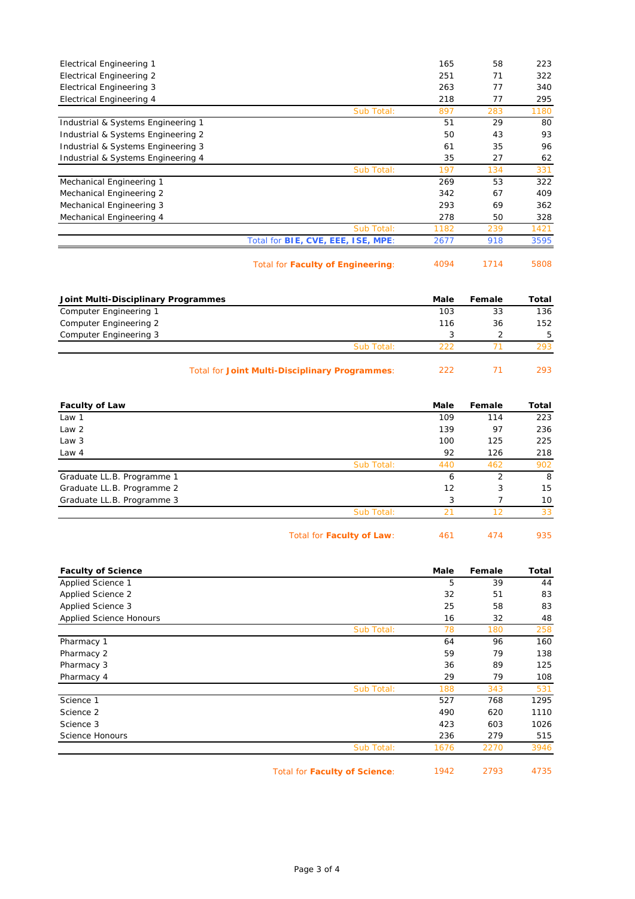| | Male | Female | Total |
|---|---|---|---|
| Electrical Engineering 1 | 165 | 58 | 223 |
| Electrical Engineering 2 | 251 | 71 | 322 |
| Electrical Engineering 3 | 263 | 77 | 340 |
| Electrical Engineering 4 | 218 | 77 | 295 |
| Sub Total: | 897 | 283 | 1180 |
| Industrial & Systems Engineering 1 | 51 | 29 | 80 |
| Industrial & Systems Engineering 2 | 50 | 43 | 93 |
| Industrial & Systems Engineering 3 | 61 | 35 | 96 |
| Industrial & Systems Engineering 4 | 35 | 27 | 62 |
| Sub Total: | 197 | 134 | 331 |
| Mechanical Engineering 1 | 269 | 53 | 322 |
| Mechanical Engineering 2 | 342 | 67 | 409 |
| Mechanical Engineering 3 | 293 | 69 | 362 |
| Mechanical Engineering 4 | 278 | 50 | 328 |
| Sub Total: | 1182 | 239 | 1421 |
| Total for **BIE, CVE, EEE, ISE, MPE**: | 2677 | 918 | 3595 |
| Total for **Faculty of Engineering**: | 4094 | 1714 | 5808 |

| **Joint Multi-Disciplinary Programmes** | **Male** | **Female** | **Total** |
|---|---|---|---|
| Computer Engineering 1 | 103 | 33 | 136 |
| Computer Engineering 2 | 116 | 36 | 152 |
| Computer Engineering 3 | 3 | 2 | 5 |
| Sub Total: | 222 | 71 | 293 |
| Total for **Joint Multi-Disciplinary Programmes**: | 222 | 71 | 293 |

| **Faculty of Law** | **Male** | **Female** | **Total** |
|---|---|---|---|
| Law 1 | 109 | 114 | 223 |
| Law 2 | 139 | 97 | 236 |
| Law 3 | 100 | 125 | 225 |
| Law 4 | 92 | 126 | 218 |
| Sub Total: | 440 | 462 | 902 |
| Graduate LL.B. Programme 1 | 6 | 2 | 8 |
| Graduate LL.B. Programme 2 | 12 | 3 | 15 |
| Graduate LL.B. Programme 3 | 3 | 7 | 10 |
| Sub Total: | 21 | 12 | 33 |
| Total for **Faculty of Law**: | 461 | 474 | 935 |

| **Faculty of Science** | **Male** | **Female** | **Total** |
|---|---|---|---|
| Applied Science 1 | 5 | 39 | 44 |
| Applied Science 2 | 32 | 51 | 83 |
| Applied Science 3 | 25 | 58 | 83 |
| Applied Science Honours | 16 | 32 | 48 |
| Sub Total: | 78 | 180 | 258 |
| Pharmacy 1 | 64 | 96 | 160 |
| Pharmacy 2 | 59 | 79 | 138 |
| Pharmacy 3 | 36 | 89 | 125 |
| Pharmacy 4 | 29 | 79 | 108 |
| Sub Total: | 188 | 343 | 531 |
| Science 1 | 527 | 768 | 1295 |
| Science 2 | 490 | 620 | 1110 |
| Science 3 | 423 | 603 | 1026 |
| Science Honours | 236 | 279 | 515 |
| Sub Total: | 1676 | 2270 | 3946 |
| Total for **Faculty of Science**: | 1942 | 2793 | 4735 |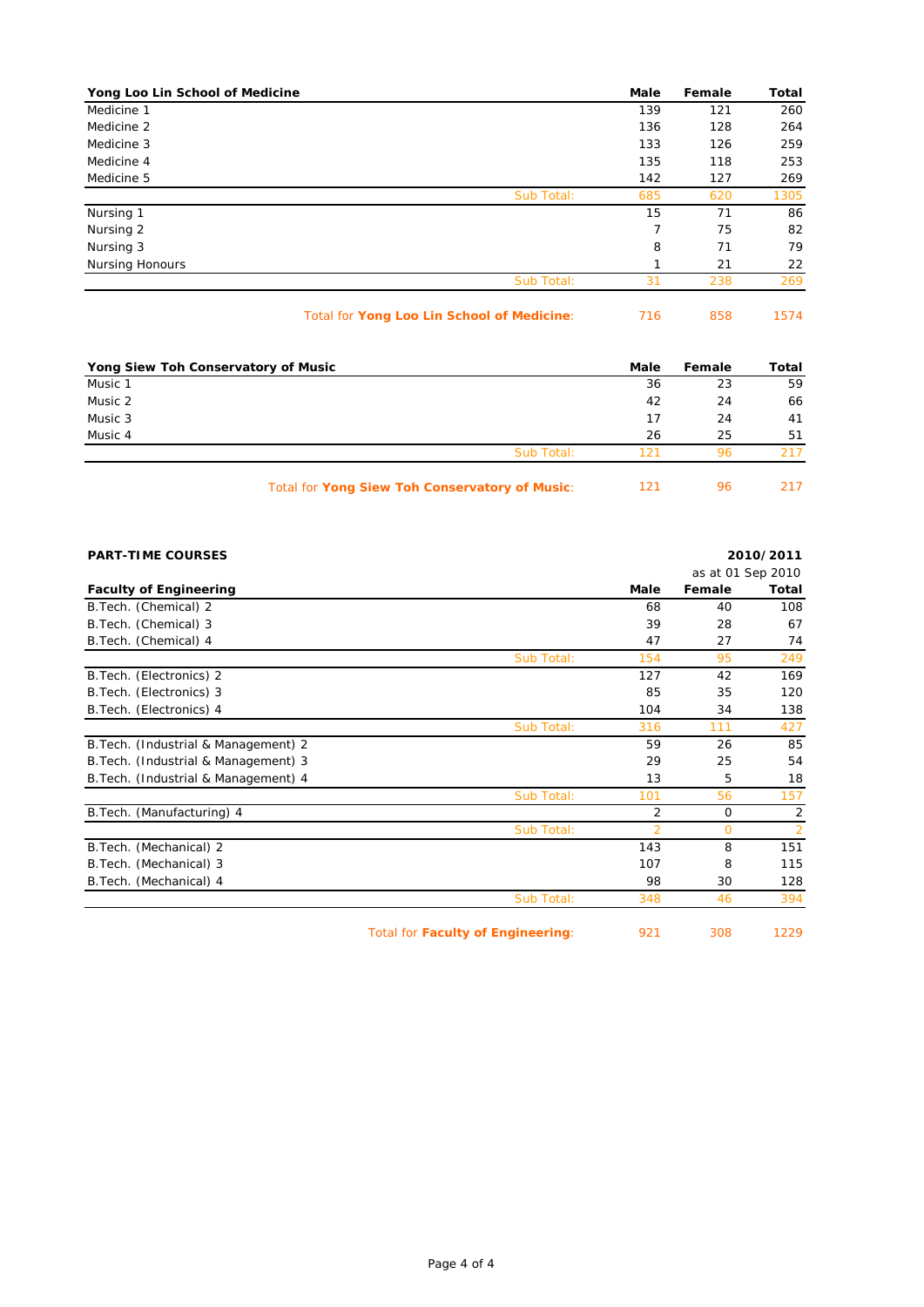| Yong Loo Lin School of Medicine | | Male | Female | Total |
|---|---|---|---|---|
| Medicine 1 | | 139 | 121 | 260 |
| Medicine 2 | | 136 | 128 | 264 |
| Medicine 3 | | 133 | 126 | 259 |
| Medicine 4 | | 135 | 118 | 253 |
| Medicine 5 | | 142 | 127 | 269 |
| | Sub Total: | 685 | 620 | 1305 |
| Nursing 1 | | 15 | 71 | 86 |
| Nursing 2 | | 7 | 75 | 82 |
| Nursing 3 | | 8 | 71 | 79 |
| Nursing Honours | | 1 | 21 | 22 |
| | Sub Total: | 31 | 238 | 269 |
| | Total for **Yong Loo Lin School of Medicine**: | 716 | 858 | 1574 |

| Yong Siew Toh Conservatory of Music | | Male | Female | Total |
|---|---|---|---|---|
| Music 1 | | 36 | 23 | 59 |
| Music 2 | | 42 | 24 | 66 |
| Music 3 | | 17 | 24 | 41 |
| Music 4 | | 26 | 25 | 51 |
| | Sub Total: | 121 | 96 | 217 |
| | Total for **Yong Siew Toh Conservatory of Music**: | 121 | 96 | 217 |

**PART-TIME COURSES** **2010/2011**

as at 01 Sep 2010

| Faculty of Engineering | | Male | Female | Total |
|---|---|---|---|---|
| B.Tech. (Chemical) 2 | | 68 | 40 | 108 |
| B.Tech. (Chemical) 3 | | 39 | 28 | 67 |
| B.Tech. (Chemical) 4 | | 47 | 27 | 74 |
| | Sub Total: | 154 | 95 | 249 |
| B.Tech. (Electronics) 2 | | 127 | 42 | 169 |
| B.Tech. (Electronics) 3 | | 85 | 35 | 120 |
| B.Tech. (Electronics) 4 | | 104 | 34 | 138 |
| | Sub Total: | 316 | 111 | 427 |
| B.Tech. (Industrial & Management) 2 | | 59 | 26 | 85 |
| B.Tech. (Industrial & Management) 3 | | 29 | 25 | 54 |
| B.Tech. (Industrial & Management) 4 | | 13 | 5 | 18 |
| | Sub Total: | 101 | 56 | 157 |
| B.Tech. (Manufacturing) 4 | | 2 | 0 | 2 |
| | Sub Total: | 2 | 0 | 2 |
| B.Tech. (Mechanical) 2 | | 143 | 8 | 151 |
| B.Tech. (Mechanical) 3 | | 107 | 8 | 115 |
| B.Tech. (Mechanical) 4 | | 98 | 30 | 128 |
| | Sub Total: | 348 | 46 | 394 |
| | Total for **Faculty of Engineering**: | 921 | 308 | 1229 |